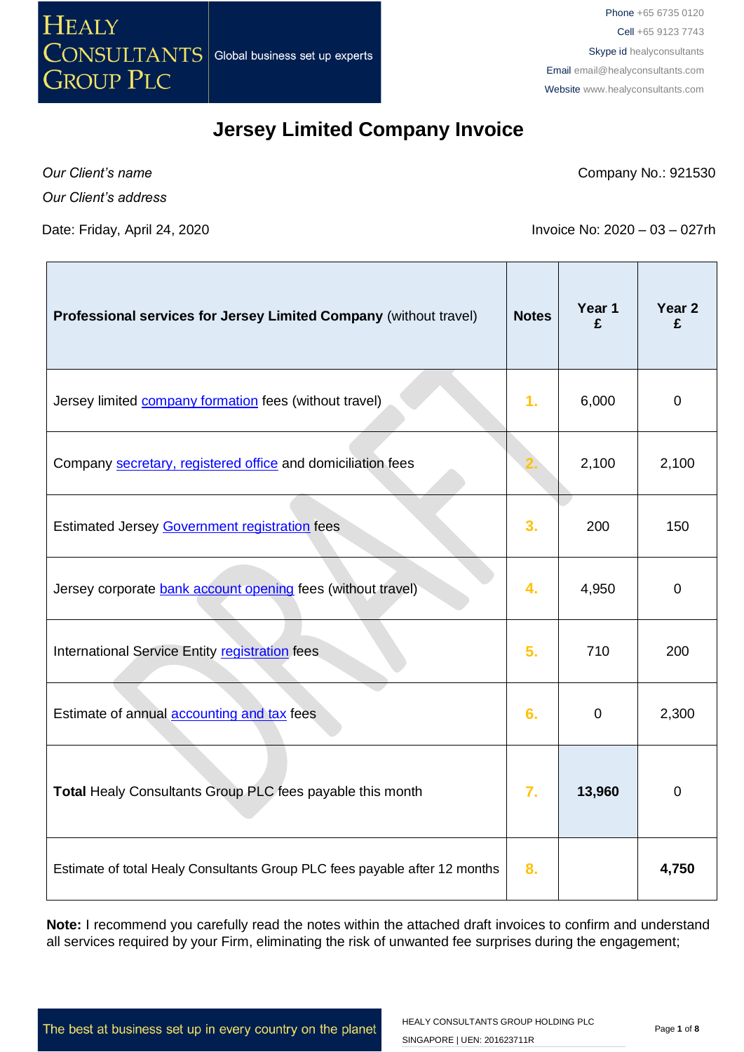Healy Consultants Group PLC — Global business set up experts

Phone +65 6735 0120
Cell +65 9123 7743
Skype id healyconsultants
Email email@healyconsultants.com
Website www.healyconsultants.com

# Jersey Limited Company Invoice

*Our Client's name*

*Our Client's address*

Company No.: 921530

Date: Friday, April 24, 2020

Invoice No: 2020 – 03 – 027rh

| **Professional services for Jersey Limited Company** (without travel) | **Notes** | **Year 1 £** | **Year 2 £** |
|---|---|---|---|
| Jersey limited company formation fees (without travel) | 1. | 6,000 | 0 |
| Company secretary, registered office and domiciliation fees | 2. | 2,100 | 2,100 |
| Estimated Jersey Government registration fees | 3. | 200 | 150 |
| Jersey corporate bank account opening fees (without travel) | 4. | 4,950 | 0 |
| International Service Entity registration fees | 5. | 710 | 200 |
| Estimate of annual accounting and tax fees | 6. | 0 | 2,300 |
| **Total** Healy Consultants Group PLC fees payable this month | 7. | **13,960** | 0 |
| Estimate of total Healy Consultants Group PLC fees payable after 12 months | 8. | | **4,750** |

**Note:** I recommend you carefully read the notes within the attached draft invoices to confirm and understand all services required by your Firm, eliminating the risk of unwanted fee surprises during the engagement;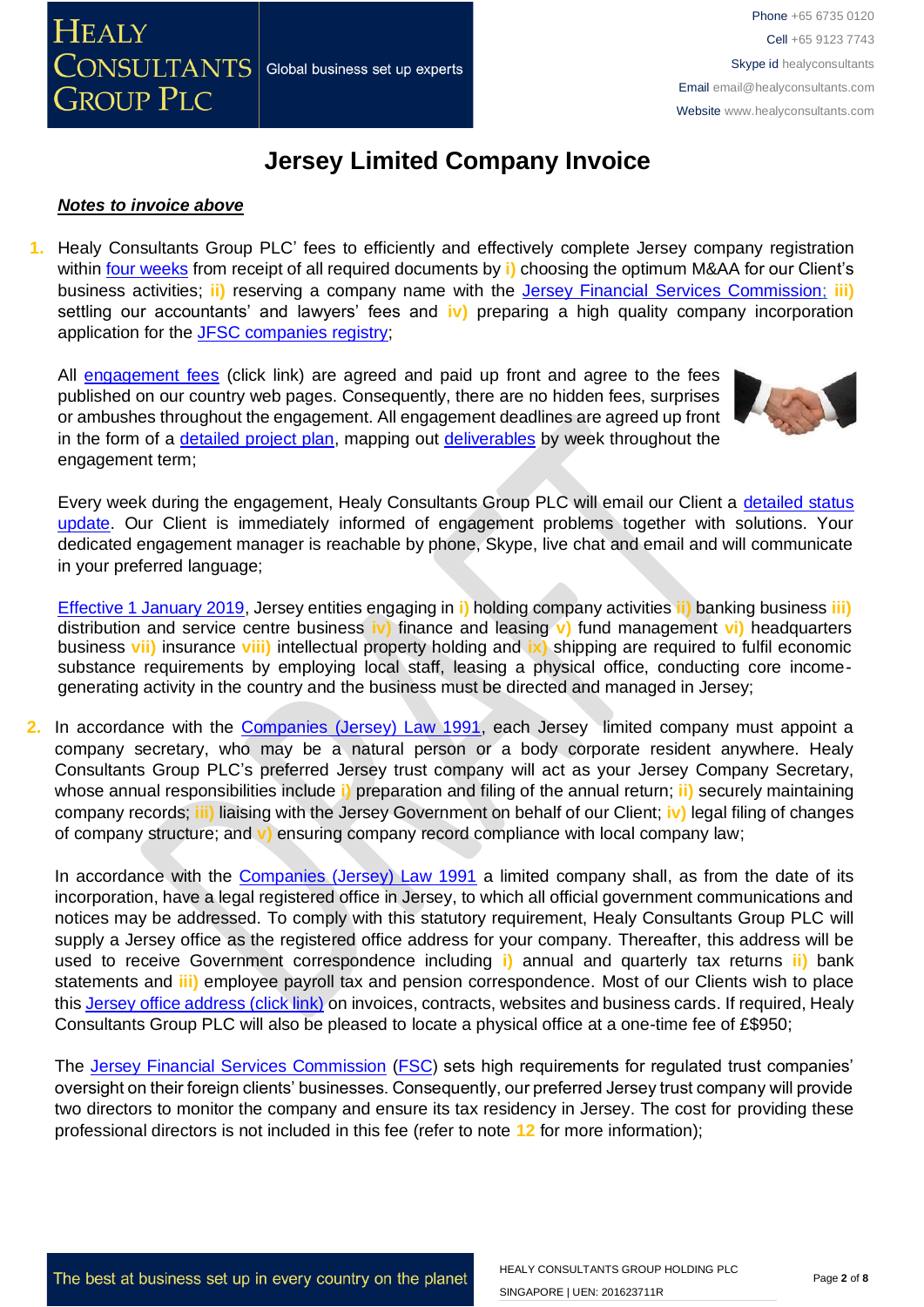# Jersey Limited Company Invoice

***Notes to invoice above***

1. Healy Consultants Group PLC' fees to efficiently and effectively complete Jersey company registration within four weeks from receipt of all required documents by i) choosing the optimum M&AA for our Client's business activities; ii) reserving a company name with the Jersey Financial Services Commission; iii) settling our accountants' and lawyers' fees and iv) preparing a high quality company incorporation application for the JFSC companies registry;

   All engagement fees (click link) are agreed and paid up front and agree to the fees published on our country web pages. Consequently, there are no hidden fees, surprises or ambushes throughout the engagement. All engagement deadlines are agreed up front in the form of a detailed project plan, mapping out deliverables by week throughout the engagement term;

   Every week during the engagement, Healy Consultants Group PLC will email our Client a detailed status update. Our Client is immediately informed of engagement problems together with solutions. Your dedicated engagement manager is reachable by phone, Skype, live chat and email and will communicate in your preferred language;

   Effective 1 January 2019, Jersey entities engaging in i) holding company activities ii) banking business iii) distribution and service centre business iv) finance and leasing v) fund management vi) headquarters business vii) insurance viii) intellectual property holding and ix) shipping are required to fulfil economic substance requirements by employing local staff, leasing a physical office, conducting core income-generating activity in the country and the business must be directed and managed in Jersey;

2. In accordance with the Companies (Jersey) Law 1991, each Jersey limited company must appoint a company secretary, who may be a natural person or a body corporate resident anywhere. Healy Consultants Group PLC's preferred Jersey trust company will act as your Jersey Company Secretary, whose annual responsibilities include i) preparation and filing of the annual return; ii) securely maintaining company records; iii) liaising with the Jersey Government on behalf of our Client; iv) legal filing of changes of company structure; and v) ensuring company record compliance with local company law;

   In accordance with the Companies (Jersey) Law 1991 a limited company shall, as from the date of its incorporation, have a legal registered office in Jersey, to which all official government communications and notices may be addressed. To comply with this statutory requirement, Healy Consultants Group PLC will supply a Jersey office as the registered office address for your company. Thereafter, this address will be used to receive Government correspondence including i) annual and quarterly tax returns ii) bank statements and iii) employee payroll tax and pension correspondence. Most of our Clients wish to place this Jersey office address (click link) on invoices, contracts, websites and business cards. If required, Healy Consultants Group PLC will also be pleased to locate a physical office at a one-time fee of £$950;

   The Jersey Financial Services Commission (FSC) sets high requirements for regulated trust companies' oversight on their foreign clients' businesses. Consequently, our preferred Jersey trust company will provide two directors to monitor the company and ensure its tax residency in Jersey. The cost for providing these professional directors is not included in this fee (refer to note 12 for more information);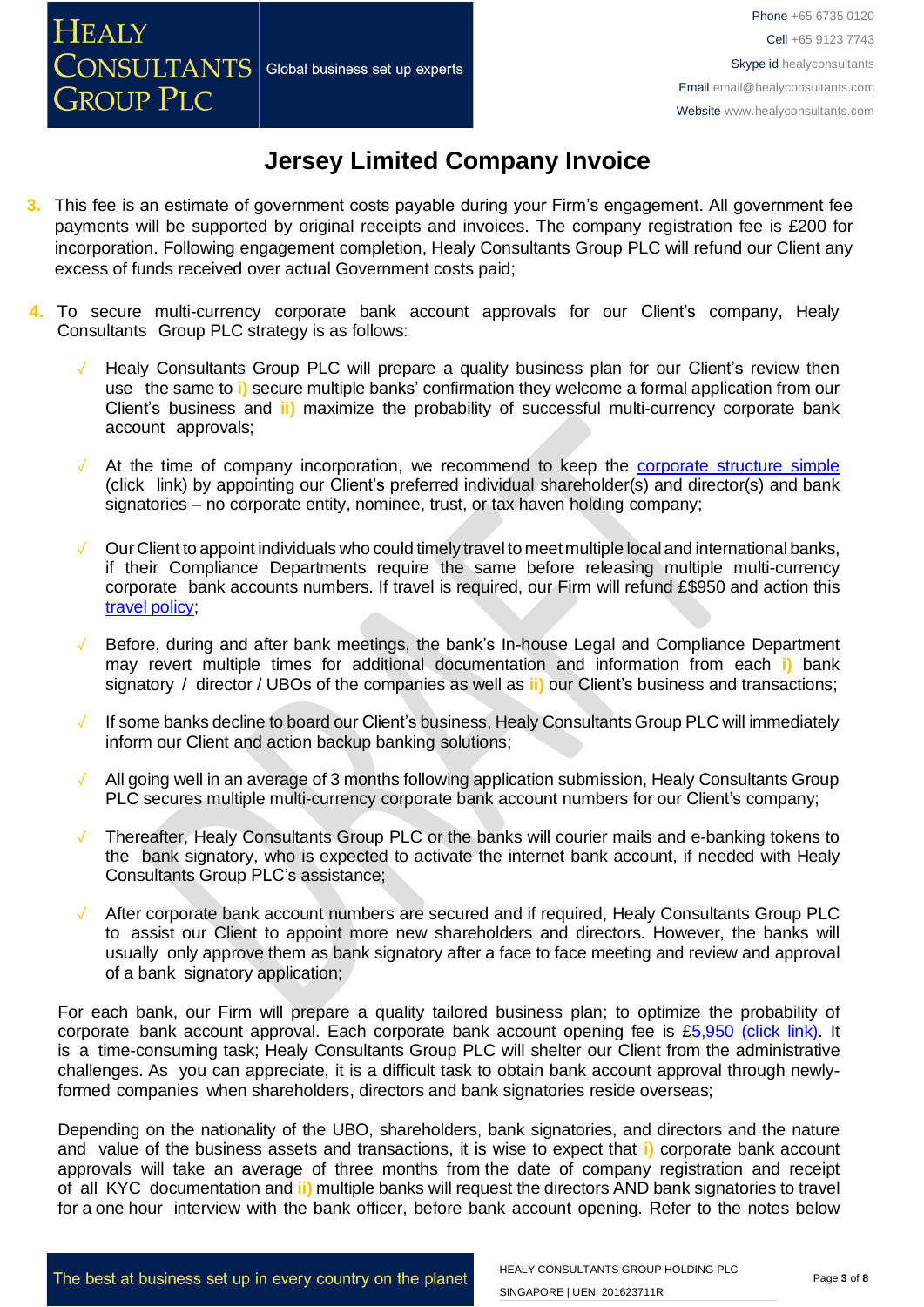# Jersey Limited Company Invoice

3. This fee is an estimate of government costs payable during your Firm's engagement. All government fee payments will be supported by original receipts and invoices. The company registration fee is £200 for incorporation. Following engagement completion, Healy Consultants Group PLC will refund our Client any excess of funds received over actual Government costs paid;

4. To secure multi-currency corporate bank account approvals for our Client's company, Healy Consultants Group PLC strategy is as follows:

   - √ Healy Consultants Group PLC will prepare a quality business plan for our Client's review then use the same to **i)** secure multiple banks' confirmation they welcome a formal application from our Client's business and **ii)** maximize the probability of successful multi-currency corporate bank account approvals;

   - √ At the time of company incorporation, we recommend to keep the corporate structure simple (click link) by appointing our Client's preferred individual shareholder(s) and director(s) and bank signatories – no corporate entity, nominee, trust, or tax haven holding company;

   - √ Our Client to appoint individuals who could timely travel to meet multiple local and international banks, if their Compliance Departments require the same before releasing multiple multi-currency corporate bank accounts numbers. If travel is required, our Firm will refund ££950 and action this travel policy;

   - √ Before, during and after bank meetings, the bank's In-house Legal and Compliance Department may revert multiple times for additional documentation and information from each **i)** bank signatory / director / UBOs of the companies as well as **ii)** our Client's business and transactions;

   - √ If some banks decline to board our Client's business, Healy Consultants Group PLC will immediately inform our Client and action backup banking solutions;

   - √ All going well in an average of 3 months following application submission, Healy Consultants Group PLC secures multiple multi-currency corporate bank account numbers for our Client's company;

   - √ Thereafter, Healy Consultants Group PLC or the banks will courier mails and e-banking tokens to the bank signatory, who is expected to activate the internet bank account, if needed with Healy Consultants Group PLC's assistance;

   - √ After corporate bank account numbers are secured and if required, Healy Consultants Group PLC to assist our Client to appoint more new shareholders and directors. However, the banks will usually only approve them as bank signatory after a face to face meeting and review and approval of a bank signatory application;

   For each bank, our Firm will prepare a quality tailored business plan; to optimize the probability of corporate bank account approval. Each corporate bank account opening fee is £5,950 (click link). It is a time-consuming task; Healy Consultants Group PLC will shelter our Client from the administrative challenges. As you can appreciate, it is a difficult task to obtain bank account approval through newly-formed companies when shareholders, directors and bank signatories reside overseas;

   Depending on the nationality of the UBO, shareholders, bank signatories, and directors and the nature and value of the business assets and transactions, it is wise to expect that **i)** corporate bank account approvals will take an average of three months from the date of company registration and receipt of all KYC documentation and **ii)** multiple banks will request the directors AND bank signatories to travel for a one hour interview with the bank officer, before bank account opening. Refer to the notes below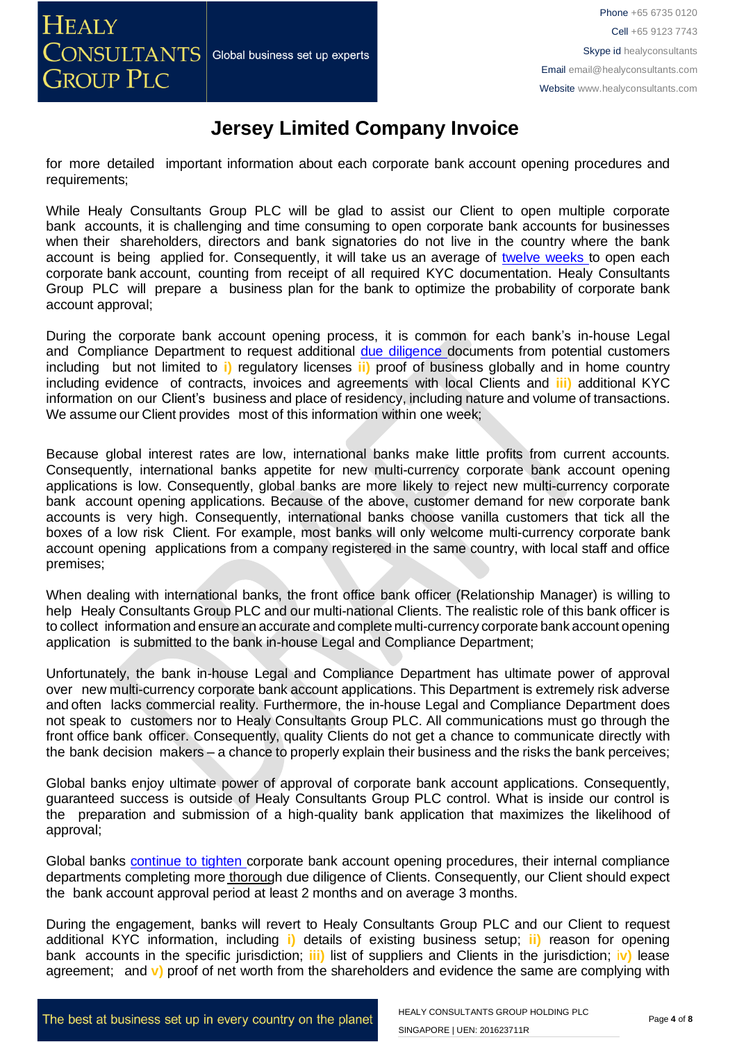# Jersey Limited Company Invoice

for more detailed important information about each corporate bank account opening procedures and requirements;

While Healy Consultants Group PLC will be glad to assist our Client to open multiple corporate bank accounts, it is challenging and time consuming to open corporate bank accounts for businesses when their shareholders, directors and bank signatories do not live in the country where the bank account is being applied for. Consequently, it will take us an average of twelve weeks to open each corporate bank account, counting from receipt of all required KYC documentation. Healy Consultants Group PLC will prepare a business plan for the bank to optimize the probability of corporate bank account approval;

During the corporate bank account opening process, it is common for each bank's in-house Legal and Compliance Department to request additional due diligence documents from potential customers including but not limited to **i)** regulatory licenses **ii)** proof of business globally and in home country including evidence of contracts, invoices and agreements with local Clients and **iii)** additional KYC information on our Client's business and place of residency, including nature and volume of transactions. We assume our Client provides most of this information within one week;

Because global interest rates are low, international banks make little profits from current accounts. Consequently, international banks appetite for new multi-currency corporate bank account opening applications is low. Consequently, global banks are more likely to reject new multi-currency corporate bank account opening applications. Because of the above, customer demand for new corporate bank accounts is very high. Consequently, international banks choose vanilla customers that tick all the boxes of a low risk Client. For example, most banks will only welcome multi-currency corporate bank account opening applications from a company registered in the same country, with local staff and office premises;

When dealing with international banks, the front office bank officer (Relationship Manager) is willing to help Healy Consultants Group PLC and our multi-national Clients. The realistic role of this bank officer is to collect information and ensure an accurate and complete multi-currency corporate bank account opening application is submitted to the bank in-house Legal and Compliance Department;

Unfortunately, the bank in-house Legal and Compliance Department has ultimate power of approval over new multi-currency corporate bank account applications. This Department is extremely risk adverse and often lacks commercial reality. Furthermore, the in-house Legal and Compliance Department does not speak to customers nor to Healy Consultants Group PLC. All communications must go through the front office bank officer. Consequently, quality Clients do not get a chance to communicate directly with the bank decision makers – a chance to properly explain their business and the risks the bank perceives;

Global banks enjoy ultimate power of approval of corporate bank account applications. Consequently, guaranteed success is outside of Healy Consultants Group PLC control. What is inside our control is the preparation and submission of a high-quality bank application that maximizes the likelihood of approval;

Global banks continue to tighten corporate bank account opening procedures, their internal compliance departments completing more thorough due diligence of Clients. Consequently, our Client should expect the bank account approval period at least 2 months and on average 3 months.

During the engagement, banks will revert to Healy Consultants Group PLC and our Client to request additional KYC information, including **i)** details of existing business setup; **ii)** reason for opening bank accounts in the specific jurisdiction; **iii)** list of suppliers and Clients in the jurisdiction; **iv)** lease agreement; and **v)** proof of net worth from the shareholders and evidence the same are complying with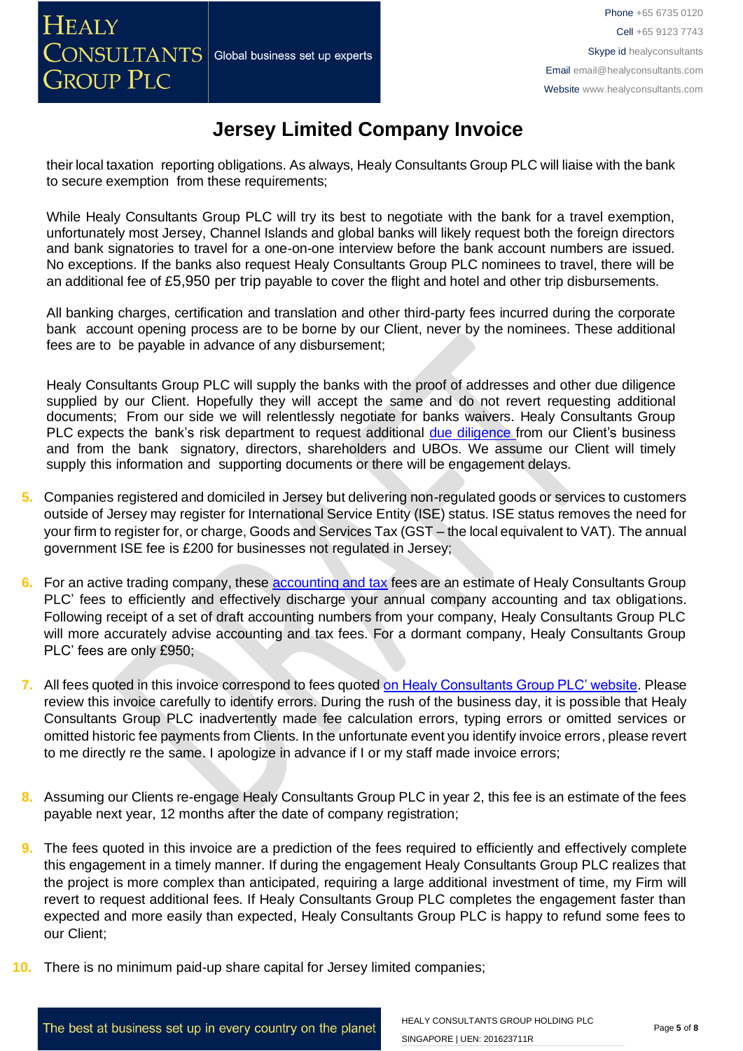their local taxation reporting obligations. As always, Healy Consultants Group PLC will liaise with the bank to secure exemption from these requirements;

While Healy Consultants Group PLC will try its best to negotiate with the bank for a travel exemption, unfortunately most Jersey, Channel Islands and global banks will likely request both the foreign directors and bank signatories to travel for a one-on-one interview before the bank account numbers are issued. No exceptions. If the banks also request Healy Consultants Group PLC nominees to travel, there will be an additional fee of £5,950 per trip payable to cover the flight and hotel and other trip disbursements.

All banking charges, certification and translation and other third-party fees incurred during the corporate bank account opening process are to be borne by our Client, never by the nominees. These additional fees are to be payable in advance of any disbursement;

Healy Consultants Group PLC will supply the banks with the proof of addresses and other due diligence supplied by our Client. Hopefully they will accept the same and do not revert requesting additional documents; From our side we will relentlessly negotiate for banks waivers. Healy Consultants Group PLC expects the bank's risk department to request additional due diligence from our Client's business and from the bank signatory, directors, shareholders and UBOs. We assume our Client will timely supply this information and supporting documents or there will be engagement delays.

5. Companies registered and domiciled in Jersey but delivering non-regulated goods or services to customers outside of Jersey may register for International Service Entity (ISE) status. ISE status removes the need for your firm to register for, or charge, Goods and Services Tax (GST – the local equivalent to VAT). The annual government ISE fee is £200 for businesses not regulated in Jersey;

6. For an active trading company, these accounting and tax fees are an estimate of Healy Consultants Group PLC' fees to efficiently and effectively discharge your annual company accounting and tax obligations. Following receipt of a set of draft accounting numbers from your company, Healy Consultants Group PLC will more accurately advise accounting and tax fees. For a dormant company, Healy Consultants Group PLC' fees are only £950;

7. All fees quoted in this invoice correspond to fees quoted on Healy Consultants Group PLC' website. Please review this invoice carefully to identify errors. During the rush of the business day, it is possible that Healy Consultants Group PLC inadvertently made fee calculation errors, typing errors or omitted services or omitted historic fee payments from Clients. In the unfortunate event you identify invoice errors, please revert to me directly re the same. I apologize in advance if I or my staff made invoice errors;

8. Assuming our Clients re-engage Healy Consultants Group PLC in year 2, this fee is an estimate of the fees payable next year, 12 months after the date of company registration;

9. The fees quoted in this invoice are a prediction of the fees required to efficiently and effectively complete this engagement in a timely manner. If during the engagement Healy Consultants Group PLC realizes that the project is more complex than anticipated, requiring a large additional investment of time, my Firm will revert to request additional fees. If Healy Consultants Group PLC completes the engagement faster than expected and more easily than expected, Healy Consultants Group PLC is happy to refund some fees to our Client;

10. There is no minimum paid-up share capital for Jersey limited companies;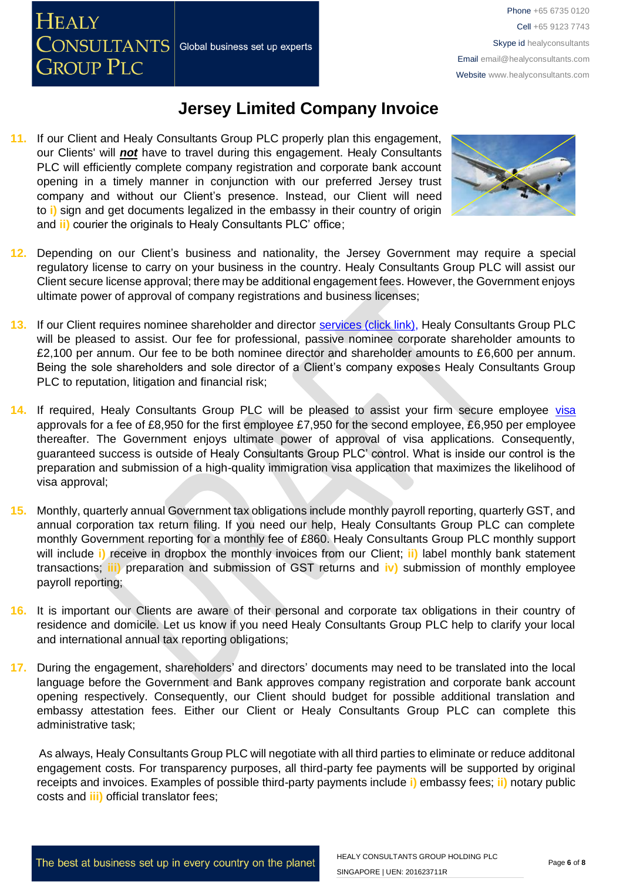# Jersey Limited Company Invoice

11. If our Client and Healy Consultants Group PLC properly plan this engagement, our Clients' will ***not*** have to travel during this engagement. Healy Consultants PLC will efficiently complete company registration and corporate bank account opening in a timely manner in conjunction with our preferred Jersey trust company and without our Client's presence. Instead, our Client will need to **i)** sign and get documents legalized in the embassy in their country of origin and **ii)** courier the originals to Healy Consultants PLC' office;

12. Depending on our Client's business and nationality, the Jersey Government may require a special regulatory license to carry on your business in the country. Healy Consultants Group PLC will assist our Client secure license approval; there may be additional engagement fees. However, the Government enjoys ultimate power of approval of company registrations and business licenses;

13. If our Client requires nominee shareholder and director services (click link), Healy Consultants Group PLC will be pleased to assist. Our fee for professional, passive nominee corporate shareholder amounts to £2,100 per annum. Our fee to be both nominee director and shareholder amounts to £6,600 per annum. Being the sole shareholders and sole director of a Client's company exposes Healy Consultants Group PLC to reputation, litigation and financial risk;

14. If required, Healy Consultants Group PLC will be pleased to assist your firm secure employee visa approvals for a fee of £8,950 for the first employee £7,950 for the second employee, £6,950 per employee thereafter. The Government enjoys ultimate power of approval of visa applications. Consequently, guaranteed success is outside of Healy Consultants Group PLC' control. What is inside our control is the preparation and submission of a high-quality immigration visa application that maximizes the likelihood of visa approval;

15. Monthly, quarterly annual Government tax obligations include monthly payroll reporting, quarterly GST, and annual corporation tax return filing. If you need our help, Healy Consultants Group PLC can complete monthly Government reporting for a monthly fee of £860. Healy Consultants Group PLC monthly support will include **i)** receive in dropbox the monthly invoices from our Client; **ii)** label monthly bank statement transactions; **iii)** preparation and submission of GST returns and **iv)** submission of monthly employee payroll reporting;

16. It is important our Clients are aware of their personal and corporate tax obligations in their country of residence and domicile. Let us know if you need Healy Consultants Group PLC help to clarify your local and international annual tax reporting obligations;

17. During the engagement, shareholders' and directors' documents may need to be translated into the local language before the Government and Bank approves company registration and corporate bank account opening respectively. Consequently, our Client should budget for possible additional translation and embassy attestation fees. Either our Client or Healy Consultants Group PLC can complete this administrative task;

As always, Healy Consultants Group PLC will negotiate with all third parties to eliminate or reduce additonal engagement costs. For transparency purposes, all third-party fee payments will be supported by original receipts and invoices. Examples of possible third-party payments include **i)** embassy fees; **ii)** notary public costs and **iii)** official translator fees;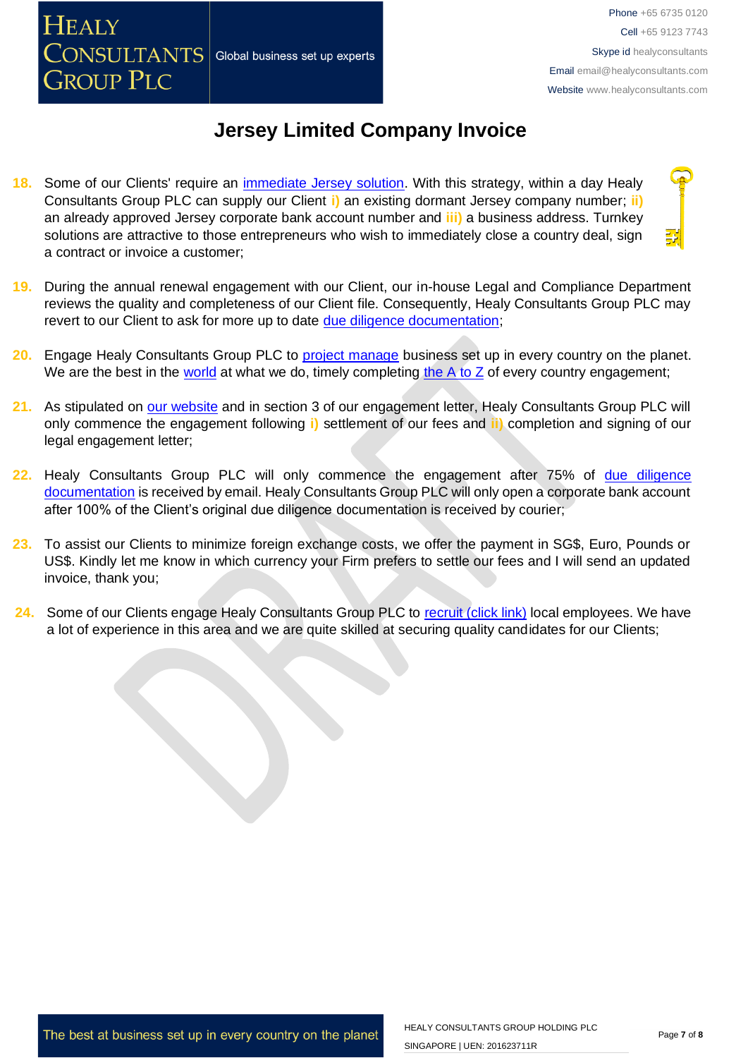# Jersey Limited Company Invoice

18. Some of our Clients' require an immediate Jersey solution. With this strategy, within a day Healy Consultants Group PLC can supply our Client **i)** an existing dormant Jersey company number; **ii)** an already approved Jersey corporate bank account number and **iii)** a business address. Turnkey solutions are attractive to those entrepreneurs who wish to immediately close a country deal, sign a contract or invoice a customer;

19. During the annual renewal engagement with our Client, our in-house Legal and Compliance Department reviews the quality and completeness of our Client file. Consequently, Healy Consultants Group PLC may revert to our Client to ask for more up to date due diligence documentation;

20. Engage Healy Consultants Group PLC to project manage business set up in every country on the planet. We are the best in the world at what we do, timely completing the A to Z of every country engagement;

21. As stipulated on our website and in section 3 of our engagement letter, Healy Consultants Group PLC will only commence the engagement following **i)** settlement of our fees and **ii)** completion and signing of our legal engagement letter;

22. Healy Consultants Group PLC will only commence the engagement after 75% of due diligence documentation is received by email. Healy Consultants Group PLC will only open a corporate bank account after 100% of the Client's original due diligence documentation is received by courier;

23. To assist our Clients to minimize foreign exchange costs, we offer the payment in SG$, Euro, Pounds or US$. Kindly let me know in which currency your Firm prefers to settle our fees and I will send an updated invoice, thank you;

24. Some of our Clients engage Healy Consultants Group PLC to recruit (click link) local employees. We have a lot of experience in this area and we are quite skilled at securing quality candidates for our Clients;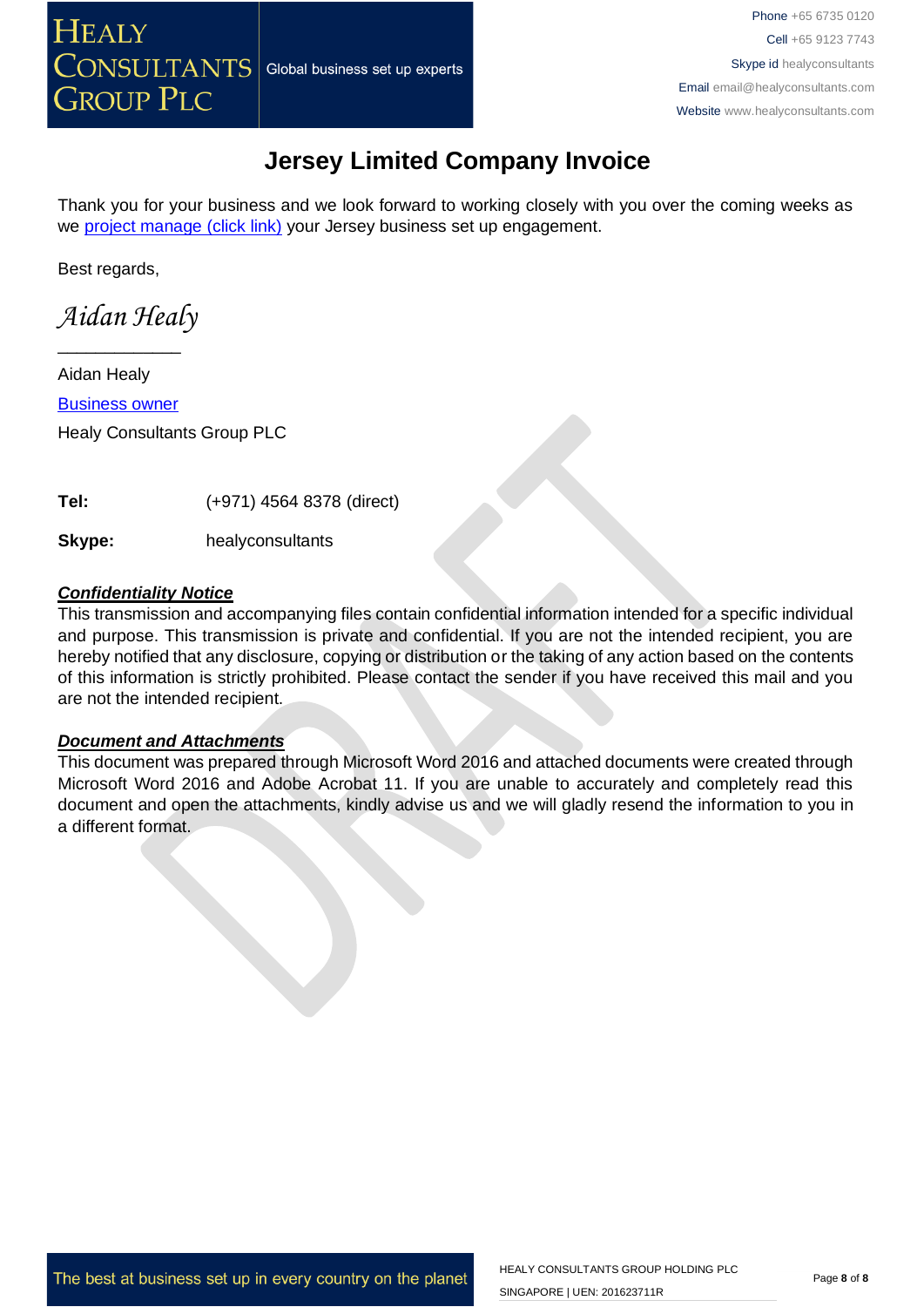# Jersey Limited Company Invoice

Thank you for your business and we look forward to working closely with you over the coming weeks as we project manage (click link) your Jersey business set up engagement.

Best regards,

*Aidan Healy*

______________

Aidan Healy

Business owner

Healy Consultants Group PLC

**Tel:** (+971) 4564 8378 (direct)

**Skype:** healyconsultants

***Confidentiality Notice***

This transmission and accompanying files contain confidential information intended for a specific individual and purpose. This transmission is private and confidential. If you are not the intended recipient, you are hereby notified that any disclosure, copying or distribution or the taking of any action based on the contents of this information is strictly prohibited. Please contact the sender if you have received this mail and you are not the intended recipient.

***Document and Attachments***

This document was prepared through Microsoft Word 2016 and attached documents were created through Microsoft Word 2016 and Adobe Acrobat 11. If you are unable to accurately and completely read this document and open the attachments, kindly advise us and we will gladly resend the information to you in a different format.